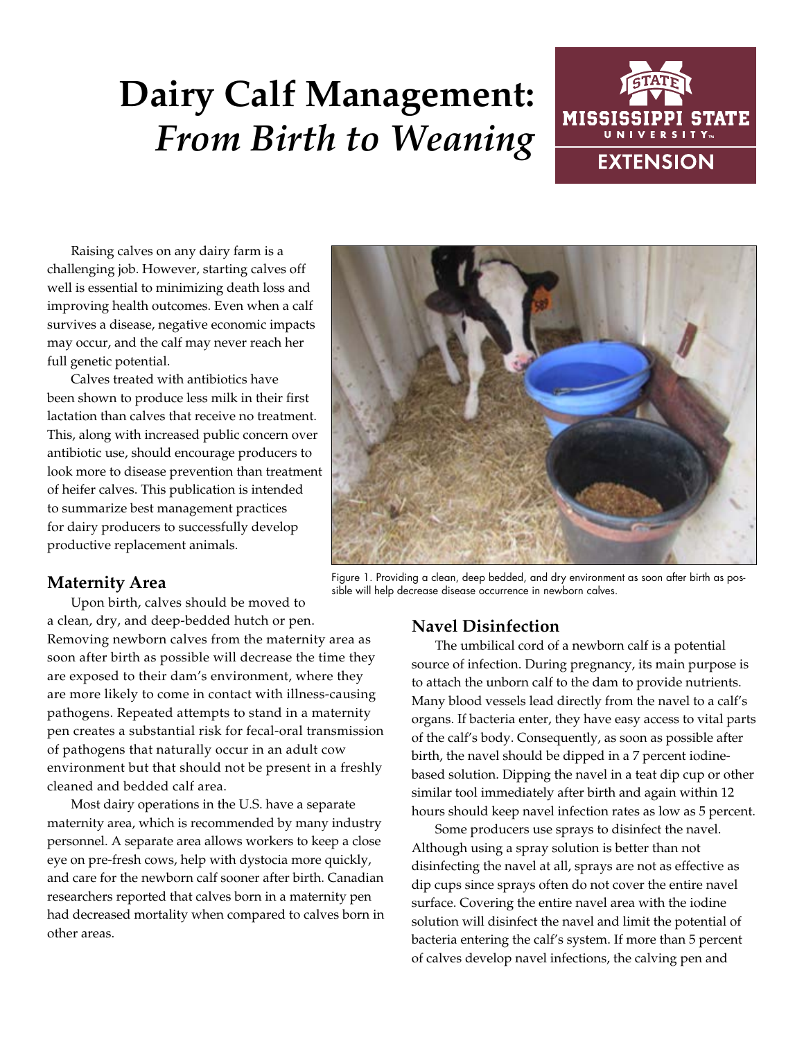# Dairy Calf Management: *From Birth to Weaning*

Raising calves on any dairy farm is a challenging job. However, starting calves off well is essential to minimizing death loss and improving health outcomes. Even when a calf survives a disease, negative economic impacts may occur, and the calf may never reach her full genetic potential.

Calves treated with antibiotics have been shown to produce less milk in their first lactation than calves that receive no treatment. This, along with increased public concern over antibiotic use, should encourage producers to look more to disease prevention than treatment of heifer calves. This publication is intended to summarize best management practices for dairy producers to successfully develop productive replacement animals.

Figure 1. Providing a clean, deep bedded, and dry environment as soon after birth as possible will help decrease disease occurrence in newborn calves.

## Maternity Area

Upon birth, calves should be moved to a clean, dry, and deep-bedded hutch or pen. Removing newborn calves from the maternity area as soon after birth as possible will decrease the time they are exposed to their dam's environment, where they are more likely to come in contact with illness-causing pathogens. Repeated attempts to stand in a maternity pen creates a substantial risk for fecal-oral transmission of pathogens that naturally occur in an adult cow environment but that should not be present in a freshly cleaned and bedded calf area.

Most dairy operations in the U.S. have a separate maternity area, which is recommended by many industry personnel. A separate area allows workers to keep a close eye on pre-fresh cows, help with dystocia more quickly, and care for the newborn calf sooner after birth. Canadian researchers reported that calves born in a maternity pen had decreased mortality when compared to calves born in other areas.

## Navel Disinfection

The umbilical cord of a newborn calf is a potential source of infection. During pregnancy, its main purpose is to attach the unborn calf to the dam to provide nutrients. Many blood vessels lead directly from the navel to a calf's organs. If bacteria enter, they have easy access to vital parts of the calf's body. Consequently, as soon as possible after birth, the navel should be dipped in a 7 percent iodine-based solution. Dipping the navel in a teat dip cup or other similar tool immediately after birth and again within 12 hours should keep navel infection rates as low as 5 percent.

Some producers use sprays to disinfect the navel. Although using a spray solution is better than not disinfecting the navel at all, sprays are not as effective as dip cups since sprays often do not cover the entire navel surface. Covering the entire navel area with the iodine solution will disinfect the navel and limit the potential of bacteria entering the calf's system. If more than 5 percent of calves develop navel infections, the calving pen and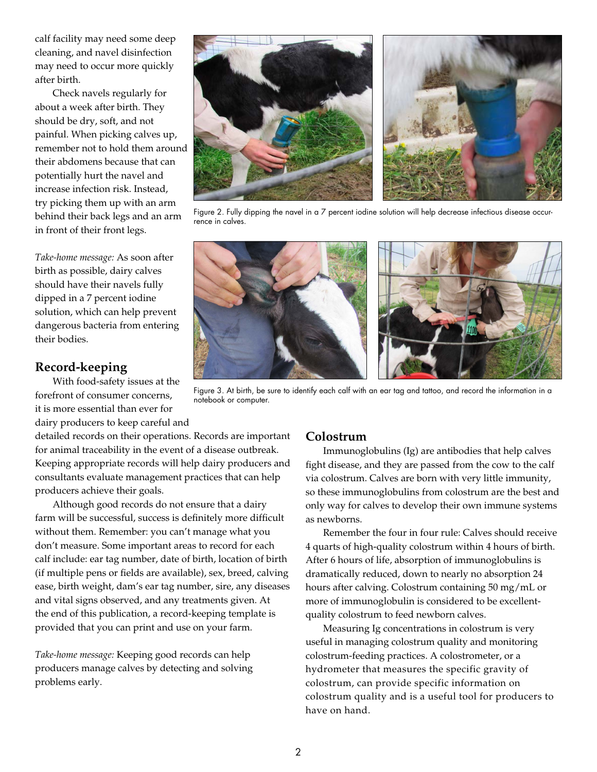calf facility may need some deep cleaning, and navel disinfection may need to occur more quickly after birth.

Check navels regularly for about a week after birth. They should be dry, soft, and not painful. When picking calves up, remember not to hold them around their abdomens because that can potentially hurt the navel and increase infection risk. Instead, try picking them up with an arm behind their back legs and an arm in front of their front legs.

Figure 2. Fully dipping the navel in a 7 percent iodine solution will help decrease infectious disease occurrence in calves.

*Take-home message:* As soon after birth as possible, dairy calves should have their navels fully dipped in a 7 percent iodine solution, which can help prevent dangerous bacteria from entering their bodies.

Figure 3. At birth, be sure to identify each calf with an ear tag and tattoo, and record the information in a notebook or computer.

## Record-keeping

With food-safety issues at the forefront of consumer concerns, it is more essential than ever for dairy producers to keep careful and detailed records on their operations. Records are important for animal traceability in the event of a disease outbreak. Keeping appropriate records will help dairy producers and consultants evaluate management practices that can help producers achieve their goals.

Although good records do not ensure that a dairy farm will be successful, success is definitely more difficult without them. Remember: you can't manage what you don't measure. Some important areas to record for each calf include: ear tag number, date of birth, location of birth (if multiple pens or fields are available), sex, breed, calving ease, birth weight, dam's ear tag number, sire, any diseases and vital signs observed, and any treatments given. At the end of this publication, a record-keeping template is provided that you can print and use on your farm.

*Take-home message:* Keeping good records can help producers manage calves by detecting and solving problems early.

## Colostrum

Immunoglobulins (Ig) are antibodies that help calves fight disease, and they are passed from the cow to the calf via colostrum. Calves are born with very little immunity, so these immunoglobulins from colostrum are the best and only way for calves to develop their own immune systems as newborns.

Remember the four in four rule: Calves should receive 4 quarts of high-quality colostrum within 4 hours of birth. After 6 hours of life, absorption of immunoglobulins is dramatically reduced, down to nearly no absorption 24 hours after calving. Colostrum containing 50 mg/mL or more of immunoglobulin is considered to be excellent-quality colostrum to feed newborn calves.

Measuring Ig concentrations in colostrum is very useful in managing colostrum quality and monitoring colostrum-feeding practices. A colostrometer, or a hydrometer that measures the specific gravity of colostrum, can provide specific information on colostrum quality and is a useful tool for producers to have on hand.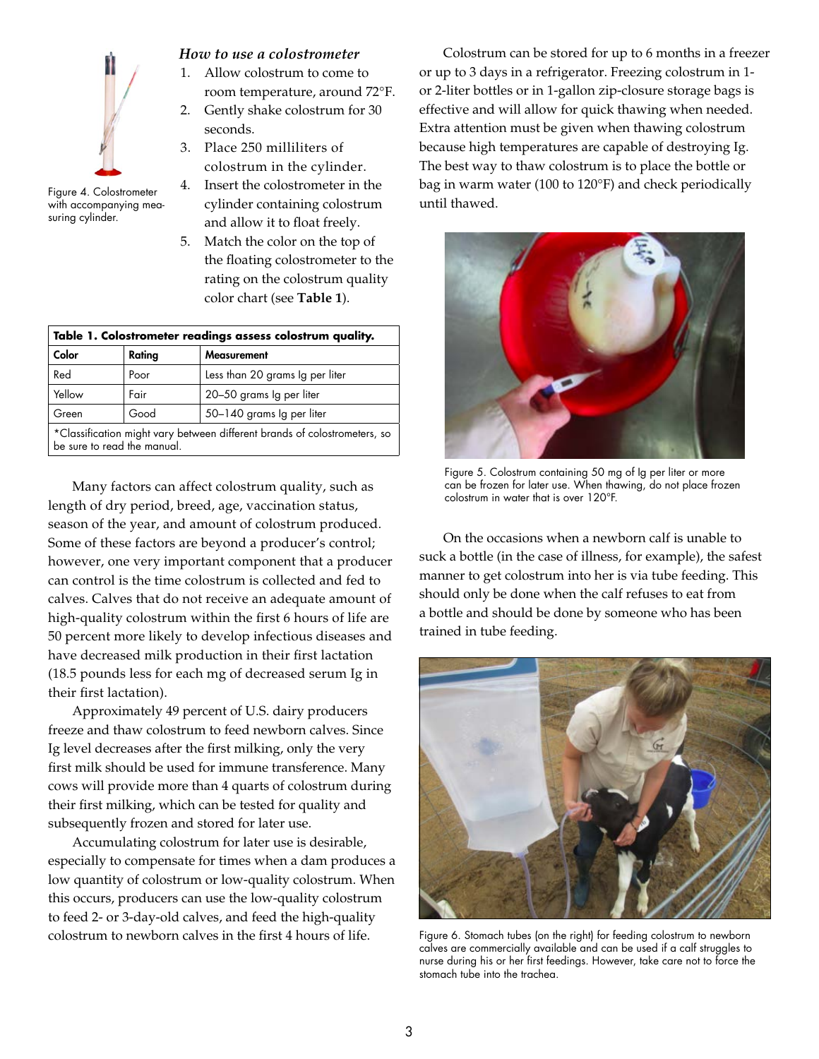Figure 4. Colostrometer with accompanying measuring cylinder.

*How to use a colostrometer*

1. Allow colostrum to come to room temperature, around 72°F.
2. Gently shake colostrum for 30 seconds.
3. Place 250 milliliters of colostrum in the cylinder.
4. Insert the colostrometer in the cylinder containing colostrum and allow it to float freely.
5. Match the color on the top of the floating colostrometer to the rating on the colostrum quality color chart (see **Table 1**).

**Table 1. Colostrometer readings assess colostrum quality.**

| Color | Rating | Measurement |
|---|---|---|
| Red | Poor | Less than 20 grams Ig per liter |
| Yellow | Fair | 20–50 grams Ig per liter |
| Green | Good | 50–140 grams Ig per liter |

*Classification might vary between different brands of colostrometers, so be sure to read the manual.

Many factors can affect colostrum quality, such as length of dry period, breed, age, vaccination status, season of the year, and amount of colostrum produced. Some of these factors are beyond a producer's control; however, one very important component that a producer can control is the time colostrum is collected and fed to calves. Calves that do not receive an adequate amount of high-quality colostrum within the first 6 hours of life are 50 percent more likely to develop infectious diseases and have decreased milk production in their first lactation (18.5 pounds less for each mg of decreased serum Ig in their first lactation).

Approximately 49 percent of U.S. dairy producers freeze and thaw colostrum to feed newborn calves. Since Ig level decreases after the first milking, only the very first milk should be used for immune transference. Many cows will provide more than 4 quarts of colostrum during their first milking, which can be tested for quality and subsequently frozen and stored for later use.

Accumulating colostrum for later use is desirable, especially to compensate for times when a dam produces a low quantity of colostrum or low-quality colostrum. When this occurs, producers can use the low-quality colostrum to feed 2- or 3-day-old calves, and feed the high-quality colostrum to newborn calves in the first 4 hours of life.

Colostrum can be stored for up to 6 months in a freezer or up to 3 days in a refrigerator. Freezing colostrum in 1- or 2-liter bottles or in 1-gallon zip-closure storage bags is effective and will allow for quick thawing when needed. Extra attention must be given when thawing colostrum because high temperatures are capable of destroying Ig. The best way to thaw colostrum is to place the bottle or bag in warm water (100 to 120°F) and check periodically until thawed.

Figure 5. Colostrum containing 50 mg of Ig per liter or more can be frozen for later use. When thawing, do not place frozen colostrum in water that is over 120°F.

On the occasions when a newborn calf is unable to suck a bottle (in the case of illness, for example), the safest manner to get colostrum into her is via tube feeding. This should only be done when the calf refuses to eat from a bottle and should be done by someone who has been trained in tube feeding.

Figure 6. Stomach tubes (on the right) for feeding colostrum to newborn calves are commercially available and can be used if a calf struggles to nurse during his or her first feedings. However, take care not to force the stomach tube into the trachea.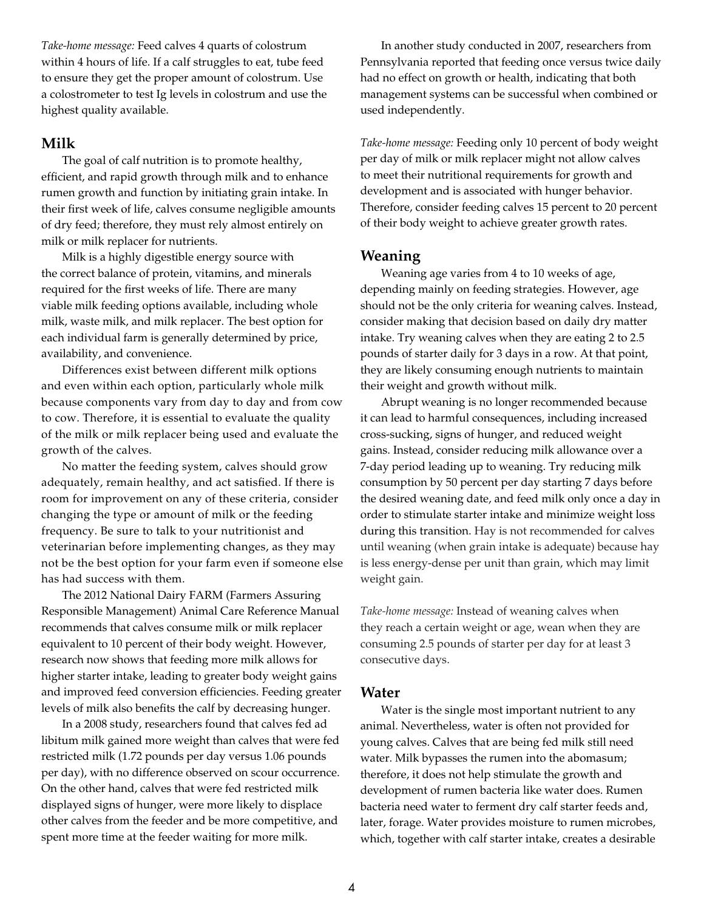*Take-home message:* Feed calves 4 quarts of colostrum within 4 hours of life. If a calf struggles to eat, tube feed to ensure they get the proper amount of colostrum. Use a colostrometer to test Ig levels in colostrum and use the highest quality available.

## Milk

The goal of calf nutrition is to promote healthy, efficient, and rapid growth through milk and to enhance rumen growth and function by initiating grain intake. In their first week of life, calves consume negligible amounts of dry feed; therefore, they must rely almost entirely on milk or milk replacer for nutrients.

Milk is a highly digestible energy source with the correct balance of protein, vitamins, and minerals required for the first weeks of life. There are many viable milk feeding options available, including whole milk, waste milk, and milk replacer. The best option for each individual farm is generally determined by price, availability, and convenience.

Differences exist between different milk options and even within each option, particularly whole milk because components vary from day to day and from cow to cow. Therefore, it is essential to evaluate the quality of the milk or milk replacer being used and evaluate the growth of the calves.

No matter the feeding system, calves should grow adequately, remain healthy, and act satisfied. If there is room for improvement on any of these criteria, consider changing the type or amount of milk or the feeding frequency. Be sure to talk to your nutritionist and veterinarian before implementing changes, as they may not be the best option for your farm even if someone else has had success with them.

The 2012 National Dairy FARM (Farmers Assuring Responsible Management) Animal Care Reference Manual recommends that calves consume milk or milk replacer equivalent to 10 percent of their body weight. However, research now shows that feeding more milk allows for higher starter intake, leading to greater body weight gains and improved feed conversion efficiencies. Feeding greater levels of milk also benefits the calf by decreasing hunger.

In a 2008 study, researchers found that calves fed ad libitum milk gained more weight than calves that were fed restricted milk (1.72 pounds per day versus 1.06 pounds per day), with no difference observed on scour occurrence. On the other hand, calves that were fed restricted milk displayed signs of hunger, were more likely to displace other calves from the feeder and be more competitive, and spent more time at the feeder waiting for more milk.

In another study conducted in 2007, researchers from Pennsylvania reported that feeding once versus twice daily had no effect on growth or health, indicating that both management systems can be successful when combined or used independently.

*Take-home message:* Feeding only 10 percent of body weight per day of milk or milk replacer might not allow calves to meet their nutritional requirements for growth and development and is associated with hunger behavior. Therefore, consider feeding calves 15 percent to 20 percent of their body weight to achieve greater growth rates.

## Weaning

Weaning age varies from 4 to 10 weeks of age, depending mainly on feeding strategies. However, age should not be the only criteria for weaning calves. Instead, consider making that decision based on daily dry matter intake. Try weaning calves when they are eating 2 to 2.5 pounds of starter daily for 3 days in a row. At that point, they are likely consuming enough nutrients to maintain their weight and growth without milk.

Abrupt weaning is no longer recommended because it can lead to harmful consequences, including increased cross-sucking, signs of hunger, and reduced weight gains. Instead, consider reducing milk allowance over a 7-day period leading up to weaning. Try reducing milk consumption by 50 percent per day starting 7 days before the desired weaning date, and feed milk only once a day in order to stimulate starter intake and minimize weight loss during this transition. Hay is not recommended for calves until weaning (when grain intake is adequate) because hay is less energy-dense per unit than grain, which may limit weight gain.

*Take-home message:* Instead of weaning calves when they reach a certain weight or age, wean when they are consuming 2.5 pounds of starter per day for at least 3 consecutive days.

## Water

Water is the single most important nutrient to any animal. Nevertheless, water is often not provided for young calves. Calves that are being fed milk still need water. Milk bypasses the rumen into the abomasum; therefore, it does not help stimulate the growth and development of rumen bacteria like water does. Rumen bacteria need water to ferment dry calf starter feeds and, later, forage. Water provides moisture to rumen microbes, which, together with calf starter intake, creates a desirable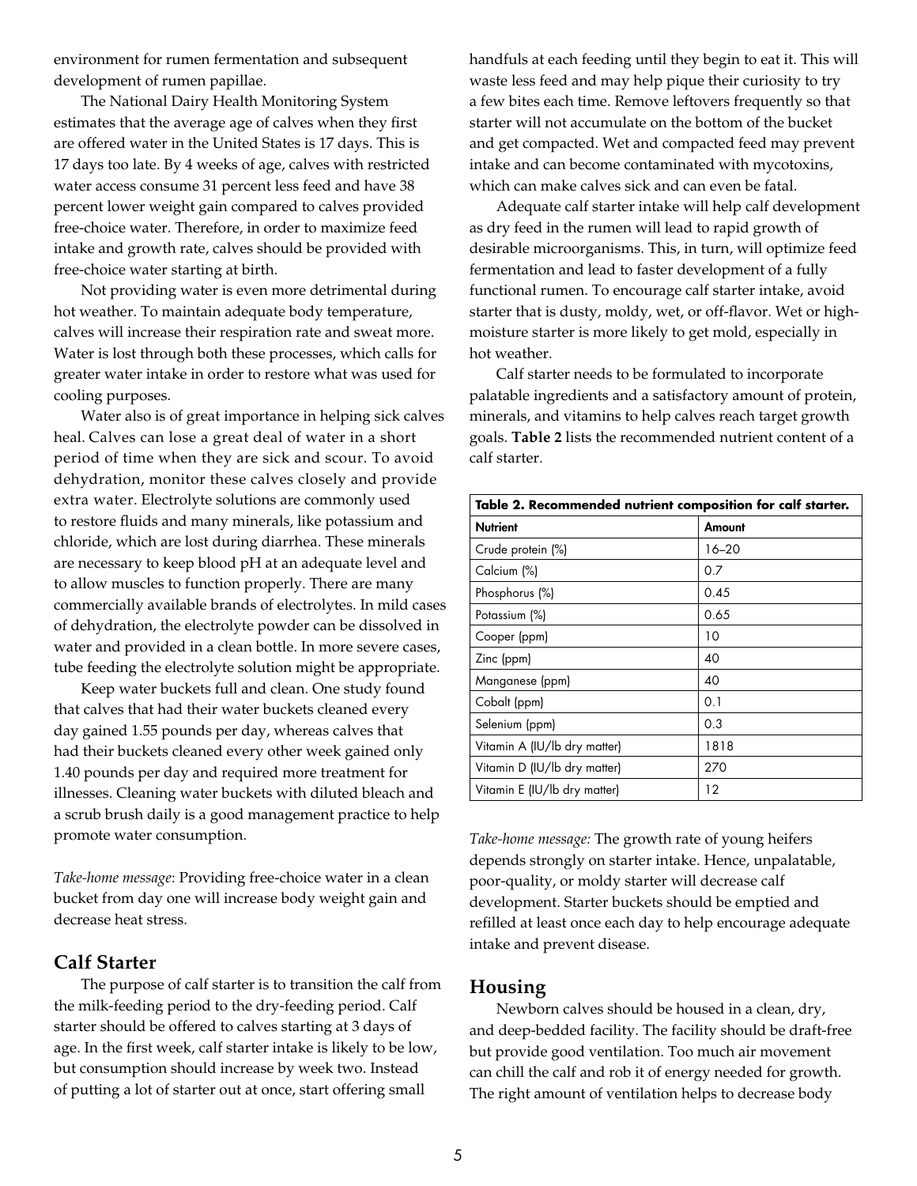environment for rumen fermentation and subsequent development of rumen papillae.

The National Dairy Health Monitoring System estimates that the average age of calves when they first are offered water in the United States is 17 days. This is 17 days too late. By 4 weeks of age, calves with restricted water access consume 31 percent less feed and have 38 percent lower weight gain compared to calves provided free-choice water. Therefore, in order to maximize feed intake and growth rate, calves should be provided with free-choice water starting at birth.

Not providing water is even more detrimental during hot weather. To maintain adequate body temperature, calves will increase their respiration rate and sweat more. Water is lost through both these processes, which calls for greater water intake in order to restore what was used for cooling purposes.

Water also is of great importance in helping sick calves heal. Calves can lose a great deal of water in a short period of time when they are sick and scour. To avoid dehydration, monitor these calves closely and provide extra water. Electrolyte solutions are commonly used to restore fluids and many minerals, like potassium and chloride, which are lost during diarrhea. These minerals are necessary to keep blood pH at an adequate level and to allow muscles to function properly. There are many commercially available brands of electrolytes. In mild cases of dehydration, the electrolyte powder can be dissolved in water and provided in a clean bottle. In more severe cases, tube feeding the electrolyte solution might be appropriate.

Keep water buckets full and clean. One study found that calves that had their water buckets cleaned every day gained 1.55 pounds per day, whereas calves that had their buckets cleaned every other week gained only 1.40 pounds per day and required more treatment for illnesses. Cleaning water buckets with diluted bleach and a scrub brush daily is a good management practice to help promote water consumption.

*Take-home message*: Providing free-choice water in a clean bucket from day one will increase body weight gain and decrease heat stress.

## Calf Starter

The purpose of calf starter is to transition the calf from the milk-feeding period to the dry-feeding period. Calf starter should be offered to calves starting at 3 days of age. In the first week, calf starter intake is likely to be low, but consumption should increase by week two. Instead of putting a lot of starter out at once, start offering small handfuls at each feeding until they begin to eat it. This will waste less feed and may help pique their curiosity to try a few bites each time. Remove leftovers frequently so that starter will not accumulate on the bottom of the bucket and get compacted. Wet and compacted feed may prevent intake and can become contaminated with mycotoxins, which can make calves sick and can even be fatal.

Adequate calf starter intake will help calf development as dry feed in the rumen will lead to rapid growth of desirable microorganisms. This, in turn, will optimize feed fermentation and lead to faster development of a fully functional rumen. To encourage calf starter intake, avoid starter that is dusty, moldy, wet, or off-flavor. Wet or high-moisture starter is more likely to get mold, especially in hot weather.

Calf starter needs to be formulated to incorporate palatable ingredients and a satisfactory amount of protein, minerals, and vitamins to help calves reach target growth goals. **Table 2** lists the recommended nutrient content of a calf starter.

**Table 2. Recommended nutrient composition for calf starter.**

| Nutrient | Amount |
|---|---|
| Crude protein (%) | 16–20 |
| Calcium (%) | 0.7 |
| Phosphorus (%) | 0.45 |
| Potassium (%) | 0.65 |
| Cooper (ppm) | 10 |
| Zinc (ppm) | 40 |
| Manganese (ppm) | 40 |
| Cobalt (ppm) | 0.1 |
| Selenium (ppm) | 0.3 |
| Vitamin A (IU/lb dry matter) | 1818 |
| Vitamin D (IU/lb dry matter) | 270 |
| Vitamin E (IU/lb dry matter) | 12 |

*Take-home message:* The growth rate of young heifers depends strongly on starter intake. Hence, unpalatable, poor-quality, or moldy starter will decrease calf development. Starter buckets should be emptied and refilled at least once each day to help encourage adequate intake and prevent disease.

## Housing

Newborn calves should be housed in a clean, dry, and deep-bedded facility. The facility should be draft-free but provide good ventilation. Too much air movement can chill the calf and rob it of energy needed for growth. The right amount of ventilation helps to decrease body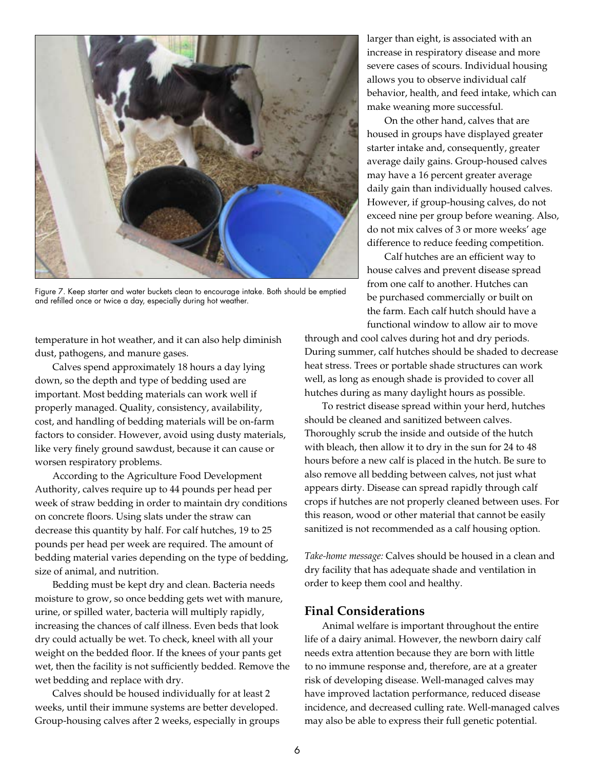Figure 7. Keep starter and water buckets clean to encourage intake. Both should be emptied and refilled once or twice a day, especially during hot weather.

temperature in hot weather, and it can also help diminish dust, pathogens, and manure gases.

Calves spend approximately 18 hours a day lying down, so the depth and type of bedding used are important. Most bedding materials can work well if properly managed. Quality, consistency, availability, cost, and handling of bedding materials will be on-farm factors to consider. However, avoid using dusty materials, like very finely ground sawdust, because it can cause or worsen respiratory problems.

According to the Agriculture Food Development Authority, calves require up to 44 pounds per head per week of straw bedding in order to maintain dry conditions on concrete floors. Using slats under the straw can decrease this quantity by half. For calf hutches, 19 to 25 pounds per head per week are required. The amount of bedding material varies depending on the type of bedding, size of animal, and nutrition.

Bedding must be kept dry and clean. Bacteria needs moisture to grow, so once bedding gets wet with manure, urine, or spilled water, bacteria will multiply rapidly, increasing the chances of calf illness. Even beds that look dry could actually be wet. To check, kneel with all your weight on the bedded floor. If the knees of your pants get wet, then the facility is not sufficiently bedded. Remove the wet bedding and replace with dry.

Calves should be housed individually for at least 2 weeks, until their immune systems are better developed. Group-housing calves after 2 weeks, especially in groups larger than eight, is associated with an increase in respiratory disease and more severe cases of scours. Individual housing allows you to observe individual calf behavior, health, and feed intake, which can make weaning more successful.

On the other hand, calves that are housed in groups have displayed greater starter intake and, consequently, greater average daily gains. Group-housed calves may have a 16 percent greater average daily gain than individually housed calves. However, if group-housing calves, do not exceed nine per group before weaning. Also, do not mix calves of 3 or more weeks' age difference to reduce feeding competition.

Calf hutches are an efficient way to house calves and prevent disease spread from one calf to another. Hutches can be purchased commercially or built on the farm. Each calf hutch should have a functional window to allow air to move through and cool calves during hot and dry periods. During summer, calf hutches should be shaded to decrease heat stress. Trees or portable shade structures can work well, as long as enough shade is provided to cover all hutches during as many daylight hours as possible.

To restrict disease spread within your herd, hutches should be cleaned and sanitized between calves. Thoroughly scrub the inside and outside of the hutch with bleach, then allow it to dry in the sun for 24 to 48 hours before a new calf is placed in the hutch. Be sure to also remove all bedding between calves, not just what appears dirty. Disease can spread rapidly through calf crops if hutches are not properly cleaned between uses. For this reason, wood or other material that cannot be easily sanitized is not recommended as a calf housing option.

*Take-home message:* Calves should be housed in a clean and dry facility that has adequate shade and ventilation in order to keep them cool and healthy.

## Final Considerations

Animal welfare is important throughout the entire life of a dairy animal. However, the newborn dairy calf needs extra attention because they are born with little to no immune response and, therefore, are at a greater risk of developing disease. Well-managed calves may have improved lactation performance, reduced disease incidence, and decreased culling rate. Well-managed calves may also be able to express their full genetic potential.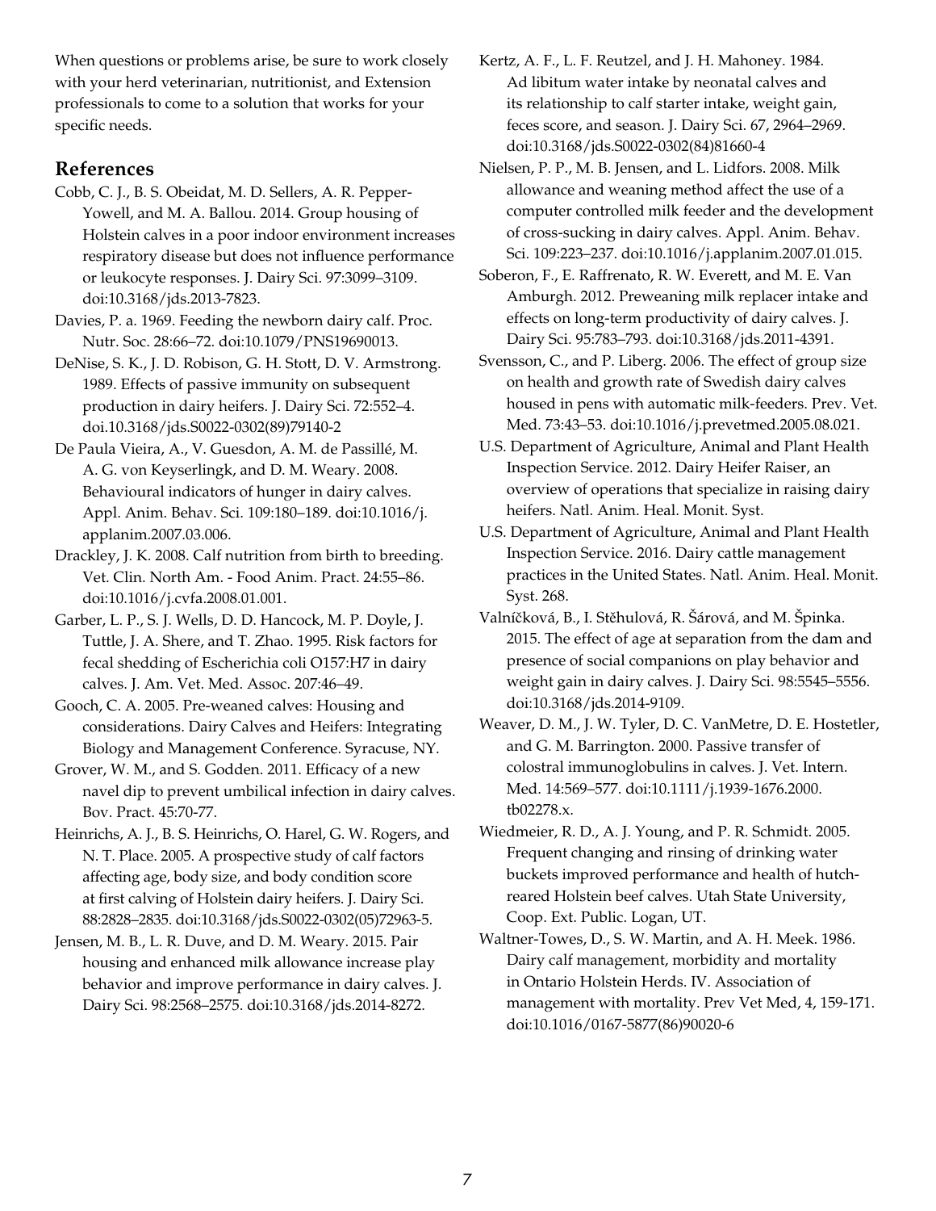When questions or problems arise, be sure to work closely with your herd veterinarian, nutritionist, and Extension professionals to come to a solution that works for your specific needs.

## References

Cobb, C. J., B. S. Obeidat, M. D. Sellers, A. R. Pepper-Yowell, and M. A. Ballou. 2014. Group housing of Holstein calves in a poor indoor environment increases respiratory disease but does not influence performance or leukocyte responses. J. Dairy Sci. 97:3099–3109. doi:10.3168/jds.2013-7823.

Davies, P. a. 1969. Feeding the newborn dairy calf. Proc. Nutr. Soc. 28:66–72. doi:10.1079/PNS19690013.

DeNise, S. K., J. D. Robison, G. H. Stott, D. V. Armstrong. 1989. Effects of passive immunity on subsequent production in dairy heifers. J. Dairy Sci. 72:552–4. doi.10.3168/jds.S0022-0302(89)79140-2

De Paula Vieira, A., V. Guesdon, A. M. de Passillé, M. A. G. von Keyserlingk, and D. M. Weary. 2008. Behavioural indicators of hunger in dairy calves. Appl. Anim. Behav. Sci. 109:180–189. doi:10.1016/j.applanim.2007.03.006.

Drackley, J. K. 2008. Calf nutrition from birth to breeding. Vet. Clin. North Am. - Food Anim. Pract. 24:55–86. doi:10.1016/j.cvfa.2008.01.001.

Garber, L. P., S. J. Wells, D. D. Hancock, M. P. Doyle, J. Tuttle, J. A. Shere, and T. Zhao. 1995. Risk factors for fecal shedding of Escherichia coli O157:H7 in dairy calves. J. Am. Vet. Med. Assoc. 207:46–49.

Gooch, C. A. 2005. Pre-weaned calves: Housing and considerations. Dairy Calves and Heifers: Integrating Biology and Management Conference. Syracuse, NY.

Grover, W. M., and S. Godden. 2011. Efficacy of a new navel dip to prevent umbilical infection in dairy calves. Bov. Pract. 45:70-77.

Heinrichs, A. J., B. S. Heinrichs, O. Harel, G. W. Rogers, and N. T. Place. 2005. A prospective study of calf factors affecting age, body size, and body condition score at first calving of Holstein dairy heifers. J. Dairy Sci. 88:2828–2835. doi:10.3168/jds.S0022-0302(05)72963-5.

Jensen, M. B., L. R. Duve, and D. M. Weary. 2015. Pair housing and enhanced milk allowance increase play behavior and improve performance in dairy calves. J. Dairy Sci. 98:2568–2575. doi:10.3168/jds.2014-8272.

Kertz, A. F., L. F. Reutzel, and J. H. Mahoney. 1984. Ad libitum water intake by neonatal calves and its relationship to calf starter intake, weight gain, feces score, and season. J. Dairy Sci. 67, 2964–2969. doi:10.3168/jds.S0022-0302(84)81660-4

Nielsen, P. P., M. B. Jensen, and L. Lidfors. 2008. Milk allowance and weaning method affect the use of a computer controlled milk feeder and the development of cross-sucking in dairy calves. Appl. Anim. Behav. Sci. 109:223–237. doi:10.1016/j.applanim.2007.01.015.

Soberon, F., E. Raffrenato, R. W. Everett, and M. E. Van Amburgh. 2012. Preweaning milk replacer intake and effects on long-term productivity of dairy calves. J. Dairy Sci. 95:783–793. doi:10.3168/jds.2011-4391.

Svensson, C., and P. Liberg. 2006. The effect of group size on health and growth rate of Swedish dairy calves housed in pens with automatic milk-feeders. Prev. Vet. Med. 73:43–53. doi:10.1016/j.prevetmed.2005.08.021.

U.S. Department of Agriculture, Animal and Plant Health Inspection Service. 2012. Dairy Heifer Raiser, an overview of operations that specialize in raising dairy heifers. Natl. Anim. Heal. Monit. Syst.

U.S. Department of Agriculture, Animal and Plant Health Inspection Service. 2016. Dairy cattle management practices in the United States. Natl. Anim. Heal. Monit. Syst. 268.

Valníčková, B., I. Stěhulová, R. Šárová, and M. Špinka. 2015. The effect of age at separation from the dam and presence of social companions on play behavior and weight gain in dairy calves. J. Dairy Sci. 98:5545–5556. doi:10.3168/jds.2014-9109.

Weaver, D. M., J. W. Tyler, D. C. VanMetre, D. E. Hostetler, and G. M. Barrington. 2000. Passive transfer of colostral immunoglobulins in calves. J. Vet. Intern. Med. 14:569–577. doi:10.1111/j.1939-1676.2000.tb02278.x.

Wiedmeier, R. D., A. J. Young, and P. R. Schmidt. 2005. Frequent changing and rinsing of drinking water buckets improved performance and health of hutch-reared Holstein beef calves. Utah State University, Coop. Ext. Public. Logan, UT.

Waltner-Towes, D., S. W. Martin, and A. H. Meek. 1986. Dairy calf management, morbidity and mortality in Ontario Holstein Herds. IV. Association of management with mortality. Prev Vet Med, 4, 159-171. doi:10.1016/0167-5877(86)90020-6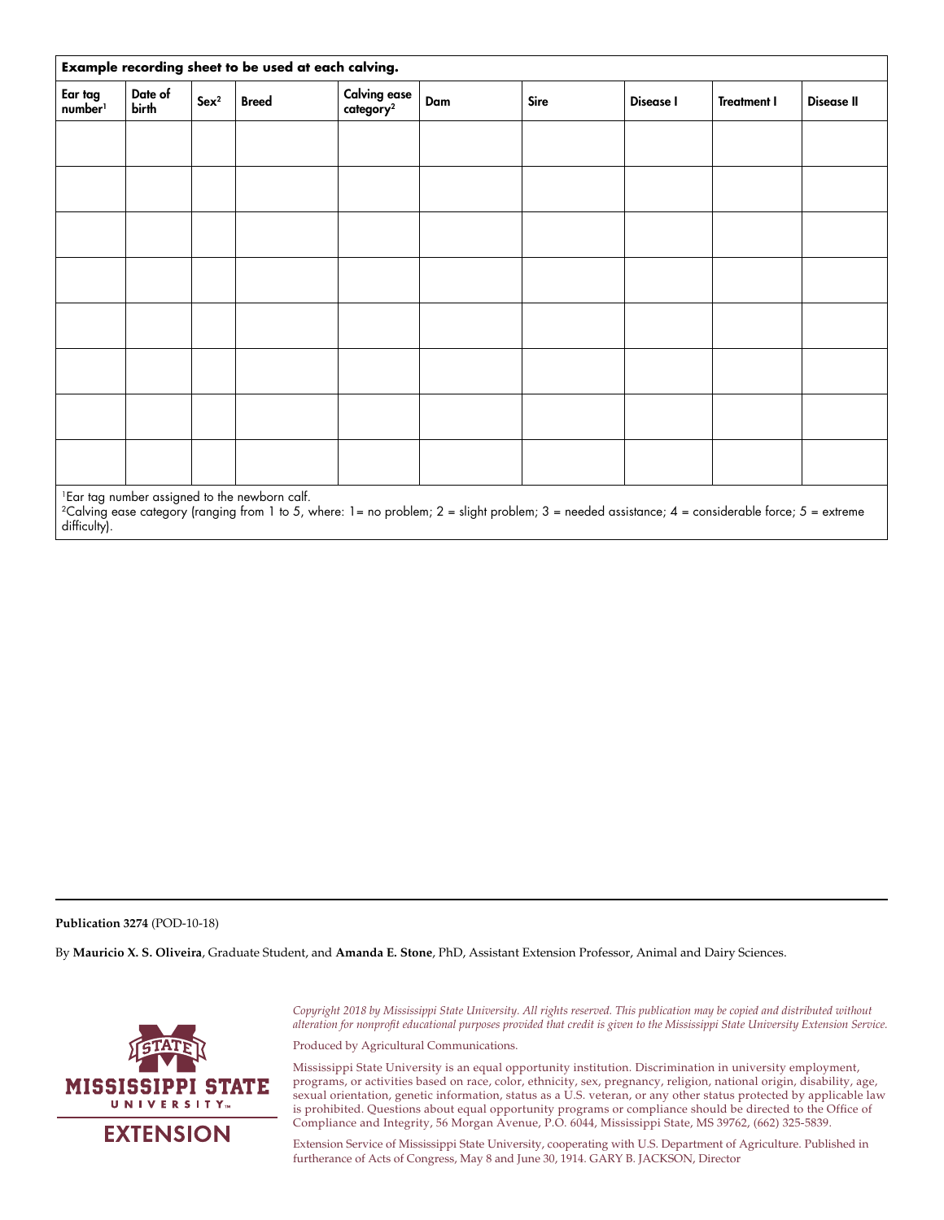**Example recording sheet to be used at each calving.**

| Ear tag number[1] | Date of birth | Sex[2] | Breed | Calving ease category[2] | Dam | Sire | Disease I | Treatment I | Disease II |
|---|---|---|---|---|---|---|---|---|---|
| | | | | | | | | | |
| | | | | | | | | | |
| | | | | | | | | | |
| | | | | | | | | | |
| | | | | | | | | | |
| | | | | | | | | | |
| | | | | | | | | | |
| | | | | | | | | | |

[1]Ear tag number assigned to the newborn calf.
[2]Calving ease category (ranging from 1 to 5, where: 1= no problem; 2 = slight problem; 3 = needed assistance; 4 = considerable force; 5 = extreme difficulty).

**Publication 3274** (POD-10-18)

By **Mauricio X. S. Oliveira**, Graduate Student, and **Amanda E. Stone**, PhD, Assistant Extension Professor, Animal and Dairy Sciences.

MISSISSIPPI STATE UNIVERSITY EXTENSION

*Copyright 2018 by Mississippi State University. All rights reserved. This publication may be copied and distributed without alteration for nonprofit educational purposes provided that credit is given to the Mississippi State University Extension Service.*

Produced by Agricultural Communications.

Mississippi State University is an equal opportunity institution. Discrimination in university employment, programs, or activities based on race, color, ethnicity, sex, pregnancy, religion, national origin, disability, age, sexual orientation, genetic information, status as a U.S. veteran, or any other status protected by applicable law is prohibited. Questions about equal opportunity programs or compliance should be directed to the Office of Compliance and Integrity, 56 Morgan Avenue, P.O. 6044, Mississippi State, MS 39762, (662) 325-5839.

Extension Service of Mississippi State University, cooperating with U.S. Department of Agriculture. Published in furtherance of Acts of Congress, May 8 and June 30, 1914. GARY B. JACKSON, Director